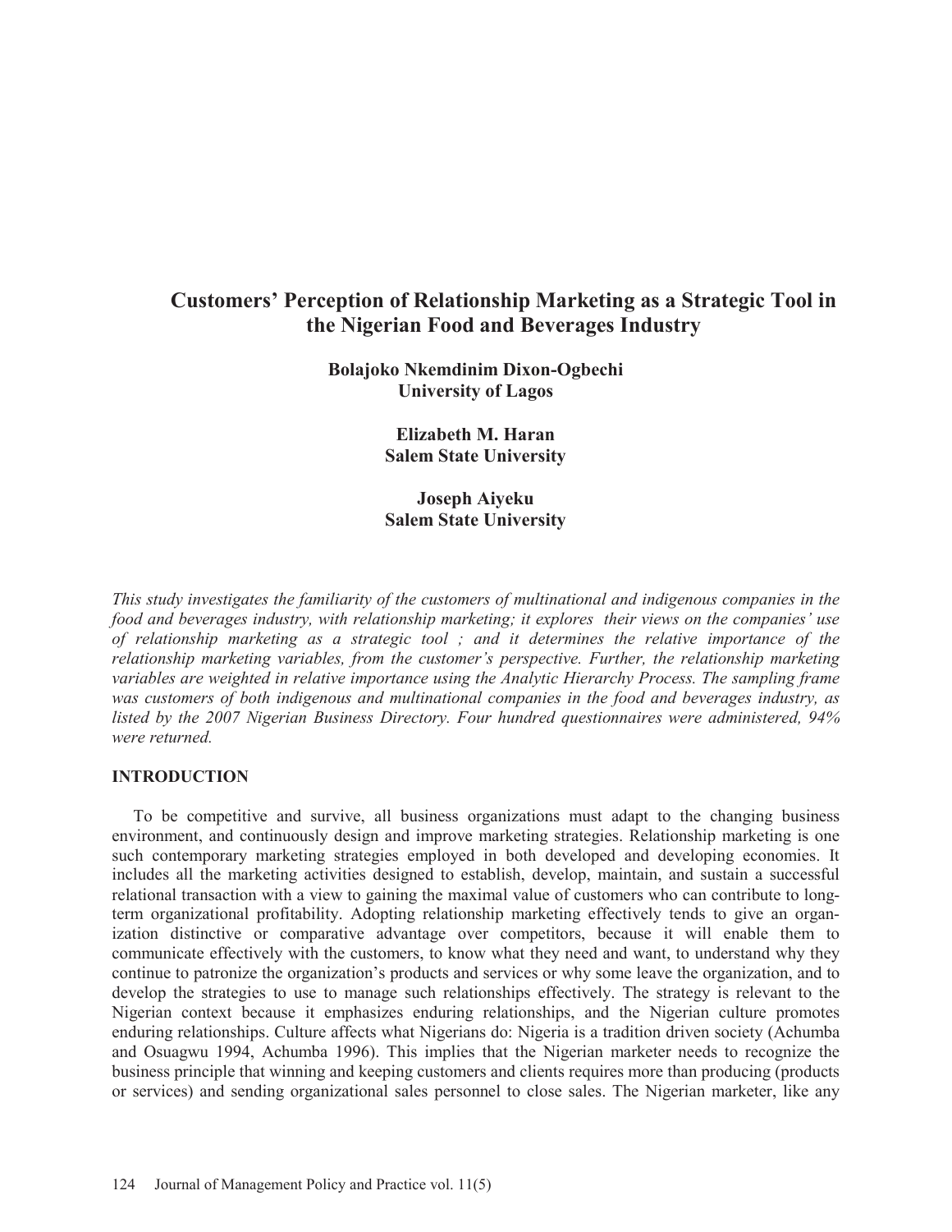# Customers' Perception of Relationship Marketing as a Strategic Tool in the Nigerian Food and Beverages Industry

**Bolajoko Nkemdinim Dixon-Ogbechi**
**University of Lagos**

**Elizabeth M. Haran**
**Salem State University**

**Joseph Aiyeku**
**Salem State University**

*This study investigates the familiarity of the customers of multinational and indigenous companies in the food and beverages industry, with relationship marketing; it explores their views on the companies' use of relationship marketing as a strategic tool ; and it determines the relative importance of the relationship marketing variables, from the customer's perspective. Further, the relationship marketing variables are weighted in relative importance using the Analytic Hierarchy Process. The sampling frame was customers of both indigenous and multinational companies in the food and beverages industry, as listed by the 2007 Nigerian Business Directory. Four hundred questionnaires were administered, 94% were returned.*

## INTRODUCTION

To be competitive and survive, all business organizations must adapt to the changing business environment, and continuously design and improve marketing strategies. Relationship marketing is one such contemporary marketing strategies employed in both developed and developing economies. It includes all the marketing activities designed to establish, develop, maintain, and sustain a successful relational transaction with a view to gaining the maximal value of customers who can contribute to long-term organizational profitability. Adopting relationship marketing effectively tends to give an organization distinctive or comparative advantage over competitors, because it will enable them to communicate effectively with the customers, to know what they need and want, to understand why they continue to patronize the organization's products and services or why some leave the organization, and to develop the strategies to use to manage such relationships effectively. The strategy is relevant to the Nigerian context because it emphasizes enduring relationships, and the Nigerian culture promotes enduring relationships. Culture affects what Nigerians do: Nigeria is a tradition driven society (Achumba and Osuagwu 1994, Achumba 1996). This implies that the Nigerian marketer needs to recognize the business principle that winning and keeping customers and clients requires more than producing (products or services) and sending organizational sales personnel to close sales. The Nigerian marketer, like any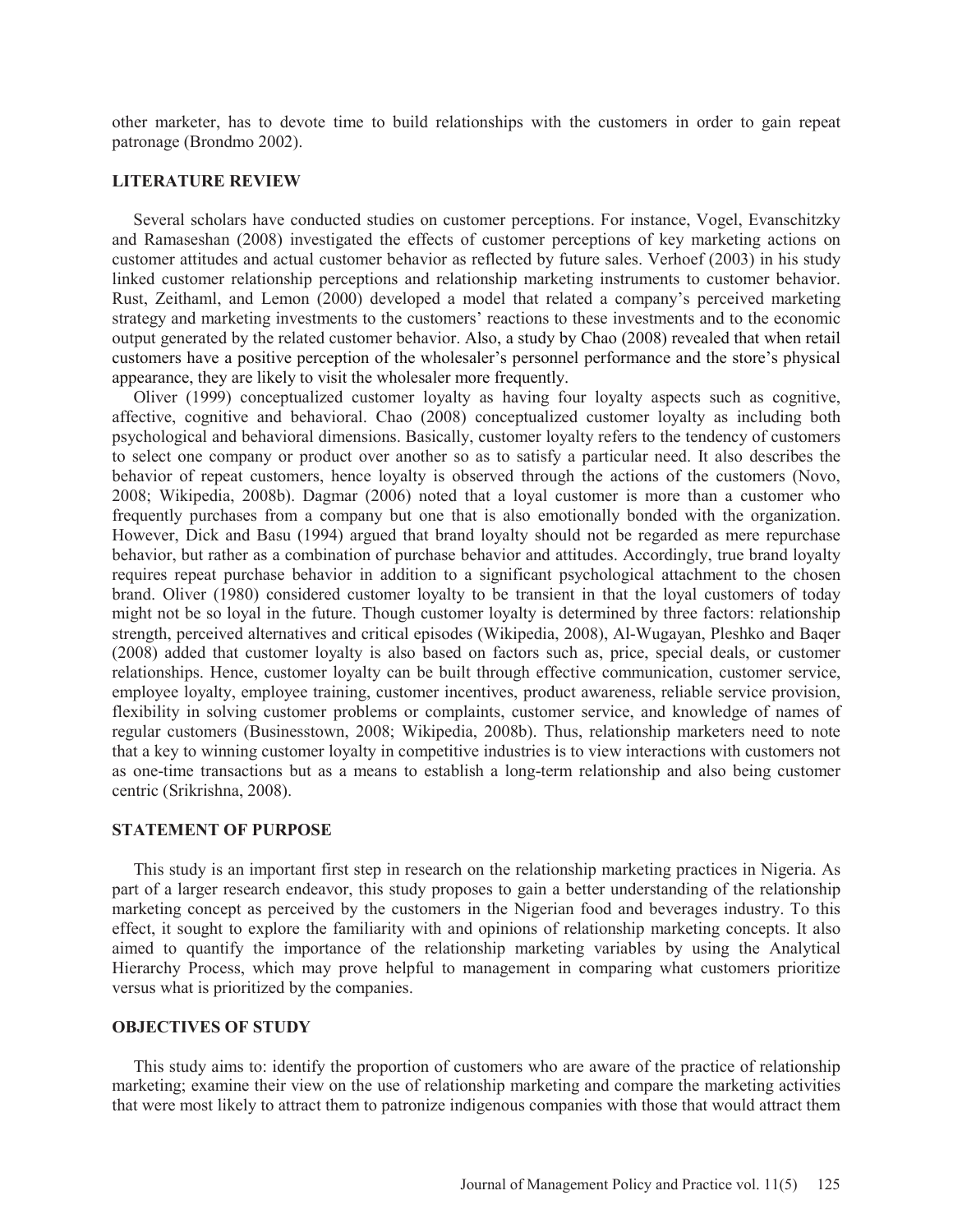other marketer, has to devote time to build relationships with the customers in order to gain repeat patronage (Brondmo 2002).

## LITERATURE REVIEW

Several scholars have conducted studies on customer perceptions. For instance, Vogel, Evanschitzky and Ramaseshan (2008) investigated the effects of customer perceptions of key marketing actions on customer attitudes and actual customer behavior as reflected by future sales. Verhoef (2003) in his study linked customer relationship perceptions and relationship marketing instruments to customer behavior. Rust, Zeithaml, and Lemon (2000) developed a model that related a company's perceived marketing strategy and marketing investments to the customers' reactions to these investments and to the economic output generated by the related customer behavior. Also, a study by Chao (2008) revealed that when retail customers have a positive perception of the wholesaler's personnel performance and the store's physical appearance, they are likely to visit the wholesaler more frequently.

Oliver (1999) conceptualized customer loyalty as having four loyalty aspects such as cognitive, affective, cognitive and behavioral. Chao (2008) conceptualized customer loyalty as including both psychological and behavioral dimensions. Basically, customer loyalty refers to the tendency of customers to select one company or product over another so as to satisfy a particular need. It also describes the behavior of repeat customers, hence loyalty is observed through the actions of the customers (Novo, 2008; Wikipedia, 2008b). Dagmar (2006) noted that a loyal customer is more than a customer who frequently purchases from a company but one that is also emotionally bonded with the organization. However, Dick and Basu (1994) argued that brand loyalty should not be regarded as mere repurchase behavior, but rather as a combination of purchase behavior and attitudes. Accordingly, true brand loyalty requires repeat purchase behavior in addition to a significant psychological attachment to the chosen brand. Oliver (1980) considered customer loyalty to be transient in that the loyal customers of today might not be so loyal in the future. Though customer loyalty is determined by three factors: relationship strength, perceived alternatives and critical episodes (Wikipedia, 2008), Al-Wugayan, Pleshko and Baqer (2008) added that customer loyalty is also based on factors such as, price, special deals, or customer relationships. Hence, customer loyalty can be built through effective communication, customer service, employee loyalty, employee training, customer incentives, product awareness, reliable service provision, flexibility in solving customer problems or complaints, customer service, and knowledge of names of regular customers (Businesstown, 2008; Wikipedia, 2008b). Thus, relationship marketers need to note that a key to winning customer loyalty in competitive industries is to view interactions with customers not as one-time transactions but as a means to establish a long-term relationship and also being customer centric (Srikrishna, 2008).

## STATEMENT OF PURPOSE

This study is an important first step in research on the relationship marketing practices in Nigeria. As part of a larger research endeavor, this study proposes to gain a better understanding of the relationship marketing concept as perceived by the customers in the Nigerian food and beverages industry. To this effect, it sought to explore the familiarity with and opinions of relationship marketing concepts. It also aimed to quantify the importance of the relationship marketing variables by using the Analytical Hierarchy Process, which may prove helpful to management in comparing what customers prioritize versus what is prioritized by the companies.

## OBJECTIVES OF STUDY

This study aims to: identify the proportion of customers who are aware of the practice of relationship marketing; examine their view on the use of relationship marketing and compare the marketing activities that were most likely to attract them to patronize indigenous companies with those that would attract them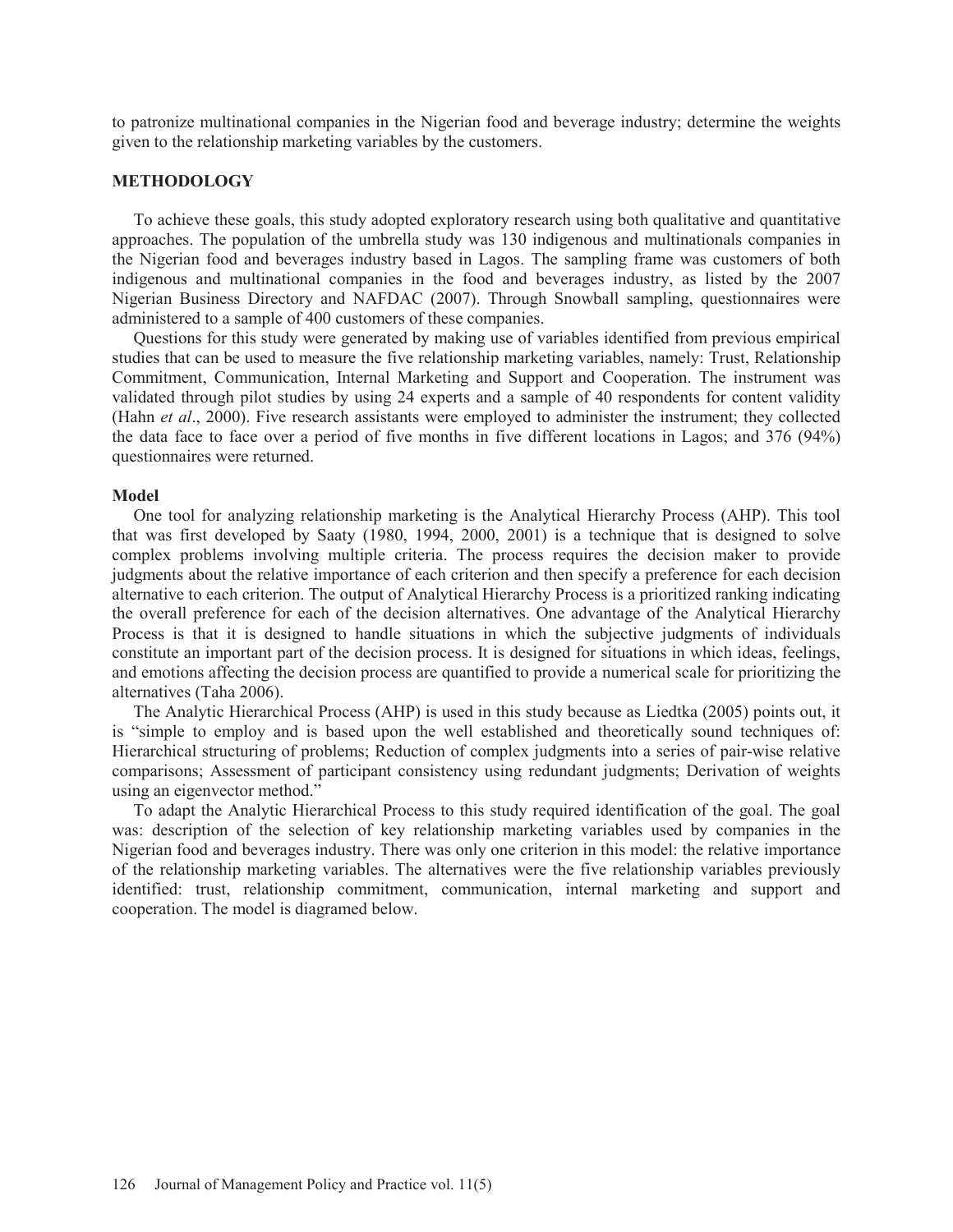to patronize multinational companies in the Nigerian food and beverage industry; determine the weights given to the relationship marketing variables by the customers.

## METHODOLOGY

To achieve these goals, this study adopted exploratory research using both qualitative and quantitative approaches. The population of the umbrella study was 130 indigenous and multinationals companies in the Nigerian food and beverages industry based in Lagos. The sampling frame was customers of both indigenous and multinational companies in the food and beverages industry, as listed by the 2007 Nigerian Business Directory and NAFDAC (2007). Through Snowball sampling, questionnaires were administered to a sample of 400 customers of these companies.

Questions for this study were generated by making use of variables identified from previous empirical studies that can be used to measure the five relationship marketing variables, namely: Trust, Relationship Commitment, Communication, Internal Marketing and Support and Cooperation. The instrument was validated through pilot studies by using 24 experts and a sample of 40 respondents for content validity (Hahn *et al*., 2000). Five research assistants were employed to administer the instrument; they collected the data face to face over a period of five months in five different locations in Lagos; and 376 (94%) questionnaires were returned.

### Model

One tool for analyzing relationship marketing is the Analytical Hierarchy Process (AHP). This tool that was first developed by Saaty (1980, 1994, 2000, 2001) is a technique that is designed to solve complex problems involving multiple criteria. The process requires the decision maker to provide judgments about the relative importance of each criterion and then specify a preference for each decision alternative to each criterion. The output of Analytical Hierarchy Process is a prioritized ranking indicating the overall preference for each of the decision alternatives. One advantage of the Analytical Hierarchy Process is that it is designed to handle situations in which the subjective judgments of individuals constitute an important part of the decision process. It is designed for situations in which ideas, feelings, and emotions affecting the decision process are quantified to provide a numerical scale for prioritizing the alternatives (Taha 2006).

The Analytic Hierarchical Process (AHP) is used in this study because as Liedtka (2005) points out, it is "simple to employ and is based upon the well established and theoretically sound techniques of: Hierarchical structuring of problems; Reduction of complex judgments into a series of pair-wise relative comparisons; Assessment of participant consistency using redundant judgments; Derivation of weights using an eigenvector method."

To adapt the Analytic Hierarchical Process to this study required identification of the goal. The goal was: description of the selection of key relationship marketing variables used by companies in the Nigerian food and beverages industry. There was only one criterion in this model: the relative importance of the relationship marketing variables. The alternatives were the five relationship variables previously identified: trust, relationship commitment, communication, internal marketing and support and cooperation. The model is diagramed below.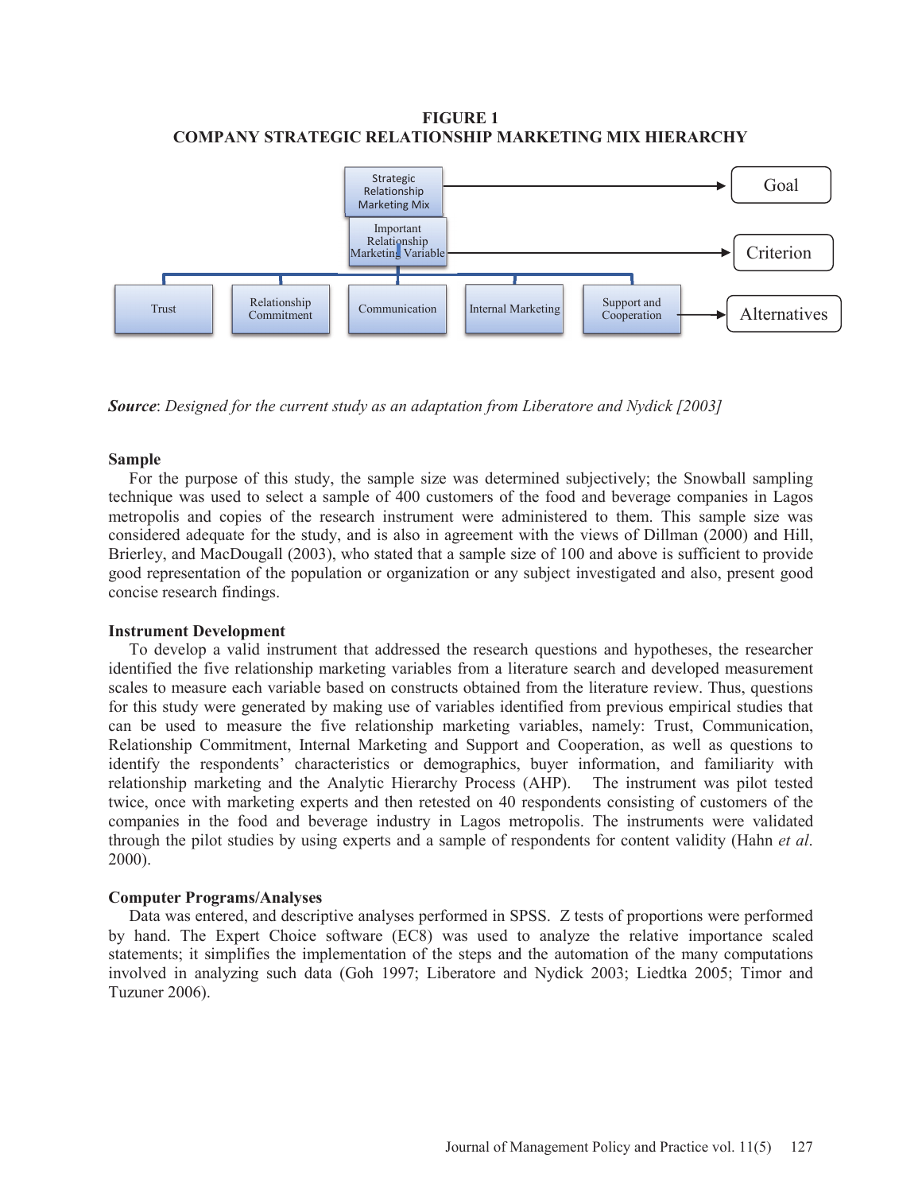**FIGURE 1**
**COMPANY STRATEGIC RELATIONSHIP MARKETING MIX HIERARCHY**

Strategic Relationship Marketing Mix → Goal

Important Relationship Marketing Variable → Criterion

Trust | Relationship Commitment | Communication | Internal Marketing | Support and Cooperation → Alternatives

***Source***: *Designed for the current study as an adaptation from Liberatore and Nydick [2003]*

### Sample

For the purpose of this study, the sample size was determined subjectively; the Snowball sampling technique was used to select a sample of 400 customers of the food and beverage companies in Lagos metropolis and copies of the research instrument were administered to them. This sample size was considered adequate for the study, and is also in agreement with the views of Dillman (2000) and Hill, Brierley, and MacDougall (2003), who stated that a sample size of 100 and above is sufficient to provide good representation of the population or organization or any subject investigated and also, present good concise research findings.

### Instrument Development

To develop a valid instrument that addressed the research questions and hypotheses, the researcher identified the five relationship marketing variables from a literature search and developed measurement scales to measure each variable based on constructs obtained from the literature review. Thus, questions for this study were generated by making use of variables identified from previous empirical studies that can be used to measure the five relationship marketing variables, namely: Trust, Communication, Relationship Commitment, Internal Marketing and Support and Cooperation, as well as questions to identify the respondents' characteristics or demographics, buyer information, and familiarity with relationship marketing and the Analytic Hierarchy Process (AHP). The instrument was pilot tested twice, once with marketing experts and then retested on 40 respondents consisting of customers of the companies in the food and beverage industry in Lagos metropolis. The instruments were validated through the pilot studies by using experts and a sample of respondents for content validity (Hahn *et al*. 2000).

### Computer Programs/Analyses

Data was entered, and descriptive analyses performed in SPSS. Z tests of proportions were performed by hand. The Expert Choice software (EC8) was used to analyze the relative importance scaled statements; it simplifies the implementation of the steps and the automation of the many computations involved in analyzing such data (Goh 1997; Liberatore and Nydick 2003; Liedtka 2005; Timor and Tuzuner 2006).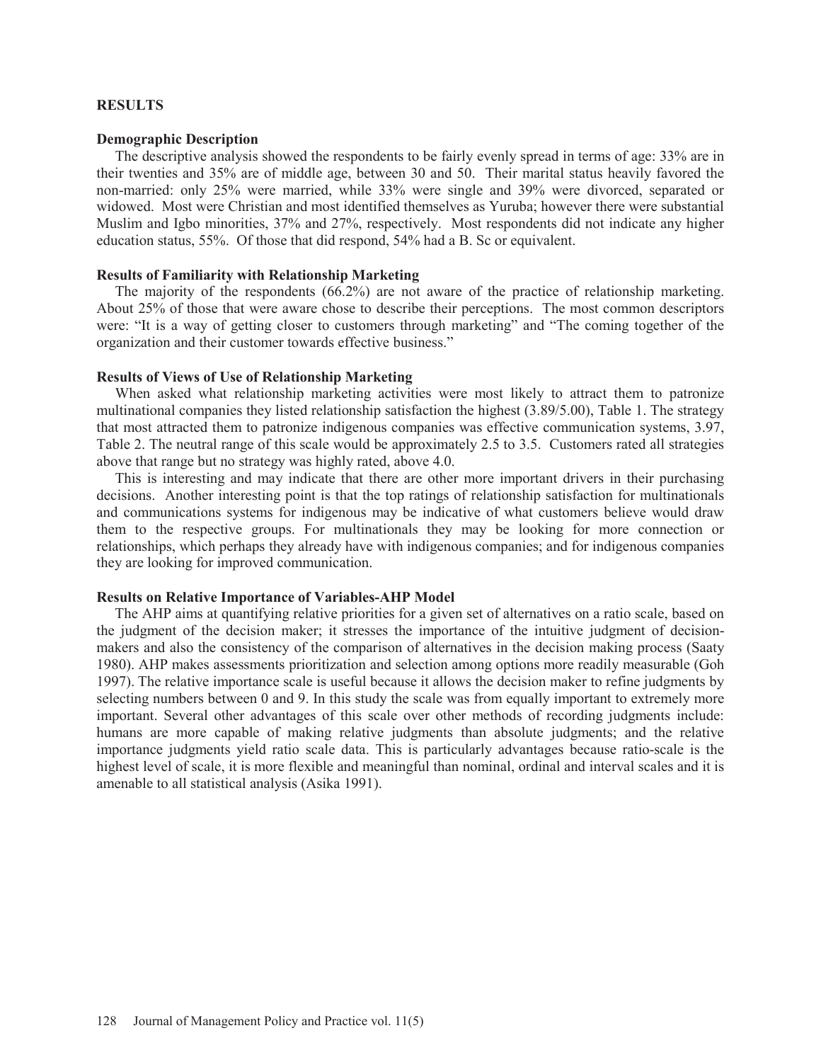## RESULTS

### Demographic Description

The descriptive analysis showed the respondents to be fairly evenly spread in terms of age: 33% are in their twenties and 35% are of middle age, between 30 and 50. Their marital status heavily favored the non-married: only 25% were married, while 33% were single and 39% were divorced, separated or widowed. Most were Christian and most identified themselves as Yuruba; however there were substantial Muslim and Igbo minorities, 37% and 27%, respectively. Most respondents did not indicate any higher education status, 55%. Of those that did respond, 54% had a B. Sc or equivalent.

### Results of Familiarity with Relationship Marketing

The majority of the respondents (66.2%) are not aware of the practice of relationship marketing. About 25% of those that were aware chose to describe their perceptions. The most common descriptors were: "It is a way of getting closer to customers through marketing" and "The coming together of the organization and their customer towards effective business."

### Results of Views of Use of Relationship Marketing

When asked what relationship marketing activities were most likely to attract them to patronize multinational companies they listed relationship satisfaction the highest (3.89/5.00), Table 1. The strategy that most attracted them to patronize indigenous companies was effective communication systems, 3.97, Table 2. The neutral range of this scale would be approximately 2.5 to 3.5. Customers rated all strategies above that range but no strategy was highly rated, above 4.0.

This is interesting and may indicate that there are other more important drivers in their purchasing decisions. Another interesting point is that the top ratings of relationship satisfaction for multinationals and communications systems for indigenous may be indicative of what customers believe would draw them to the respective groups. For multinationals they may be looking for more connection or relationships, which perhaps they already have with indigenous companies; and for indigenous companies they are looking for improved communication.

### Results on Relative Importance of Variables-AHP Model

The AHP aims at quantifying relative priorities for a given set of alternatives on a ratio scale, based on the judgment of the decision maker; it stresses the importance of the intuitive judgment of decision-makers and also the consistency of the comparison of alternatives in the decision making process (Saaty 1980). AHP makes assessments prioritization and selection among options more readily measurable (Goh 1997). The relative importance scale is useful because it allows the decision maker to refine judgments by selecting numbers between 0 and 9. In this study the scale was from equally important to extremely more important. Several other advantages of this scale over other methods of recording judgments include: humans are more capable of making relative judgments than absolute judgments; and the relative importance judgments yield ratio scale data. This is particularly advantages because ratio-scale is the highest level of scale, it is more flexible and meaningful than nominal, ordinal and interval scales and it is amenable to all statistical analysis (Asika 1991).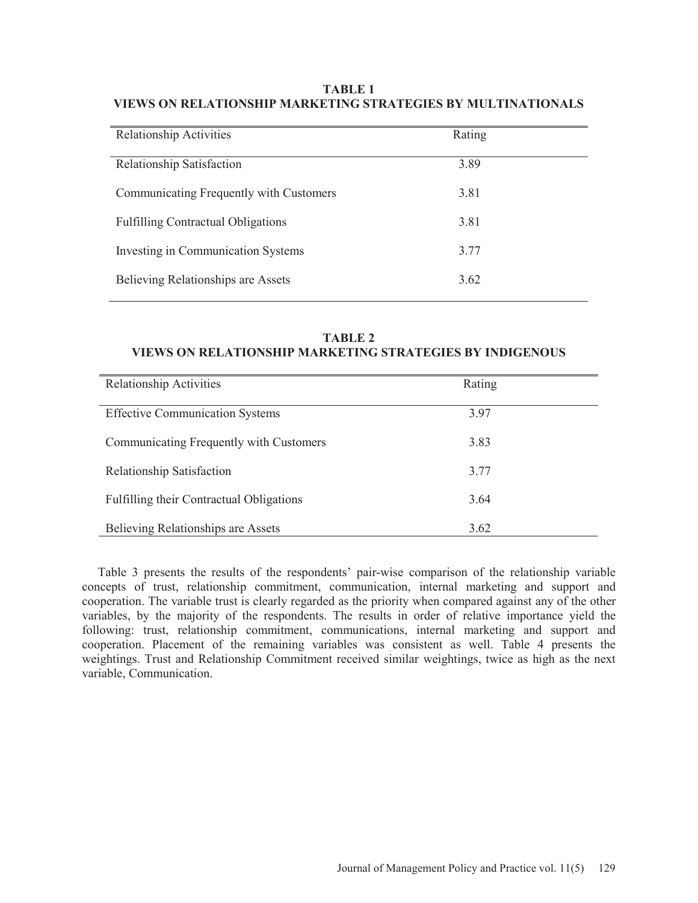**TABLE 1**
**VIEWS ON RELATIONSHIP MARKETING STRATEGIES BY MULTINATIONALS**

| Relationship Activities | Rating |
|---|---|
| Relationship Satisfaction | 3.89 |
| Communicating Frequently with Customers | 3.81 |
| Fulfilling Contractual Obligations | 3.81 |
| Investing in Communication Systems | 3.77 |
| Believing Relationships are Assets | 3.62 |

**TABLE 2**
**VIEWS ON RELATIONSHIP MARKETING STRATEGIES BY INDIGENOUS**

| Relationship Activities | Rating |
|---|---|
| Effective Communication Systems | 3.97 |
| Communicating Frequently with Customers | 3.83 |
| Relationship Satisfaction | 3.77 |
| Fulfilling their Contractual Obligations | 3.64 |
| Believing Relationships are Assets | 3.62 |

Table 3 presents the results of the respondents' pair-wise comparison of the relationship variable concepts of trust, relationship commitment, communication, internal marketing and support and cooperation. The variable trust is clearly regarded as the priority when compared against any of the other variables, by the majority of the respondents. The results in order of relative importance yield the following: trust, relationship commitment, communications, internal marketing and support and cooperation. Placement of the remaining variables was consistent as well. Table 4 presents the weightings. Trust and Relationship Commitment received similar weightings, twice as high as the next variable, Communication.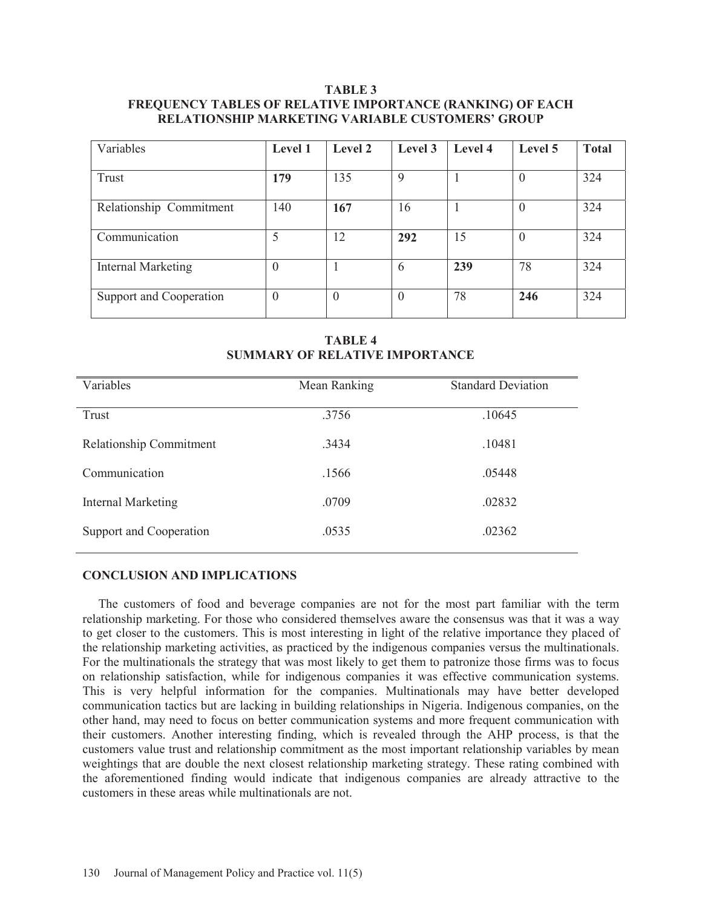**TABLE 3**
**FREQUENCY TABLES OF RELATIVE IMPORTANCE (RANKING) OF EACH RELATIONSHIP MARKETING VARIABLE CUSTOMERS' GROUP**

| Variables | Level 1 | Level 2 | Level 3 | Level 4 | Level 5 | Total |
|---|---|---|---|---|---|---|
| Trust | **179** | 135 | 9 | 1 | 0 | 324 |
| Relationship Commitment | 140 | **167** | 16 | 1 | 0 | 324 |
| Communication | 5 | 12 | **292** | 15 | 0 | 324 |
| Internal Marketing | 0 | 1 | 6 | **239** | 78 | 324 |
| Support and Cooperation | 0 | 0 | 0 | 78 | **246** | 324 |

**TABLE 4**
**SUMMARY OF RELATIVE IMPORTANCE**

| Variables | Mean Ranking | Standard Deviation |
|---|---|---|
| Trust | .3756 | .10645 |
| Relationship Commitment | .3434 | .10481 |
| Communication | .1566 | .05448 |
| Internal Marketing | .0709 | .02832 |
| Support and Cooperation | .0535 | .02362 |

## CONCLUSION AND IMPLICATIONS

The customers of food and beverage companies are not for the most part familiar with the term relationship marketing. For those who considered themselves aware the consensus was that it was a way to get closer to the customers. This is most interesting in light of the relative importance they placed of the relationship marketing activities, as practiced by the indigenous companies versus the multinationals. For the multinationals the strategy that was most likely to get them to patronize those firms was to focus on relationship satisfaction, while for indigenous companies it was effective communication systems. This is very helpful information for the companies. Multinationals may have better developed communication tactics but are lacking in building relationships in Nigeria. Indigenous companies, on the other hand, may need to focus on better communication systems and more frequent communication with their customers. Another interesting finding, which is revealed through the AHP process, is that the customers value trust and relationship commitment as the most important relationship variables by mean weightings that are double the next closest relationship marketing strategy. These rating combined with the aforementioned finding would indicate that indigenous companies are already attractive to the customers in these areas while multinationals are not.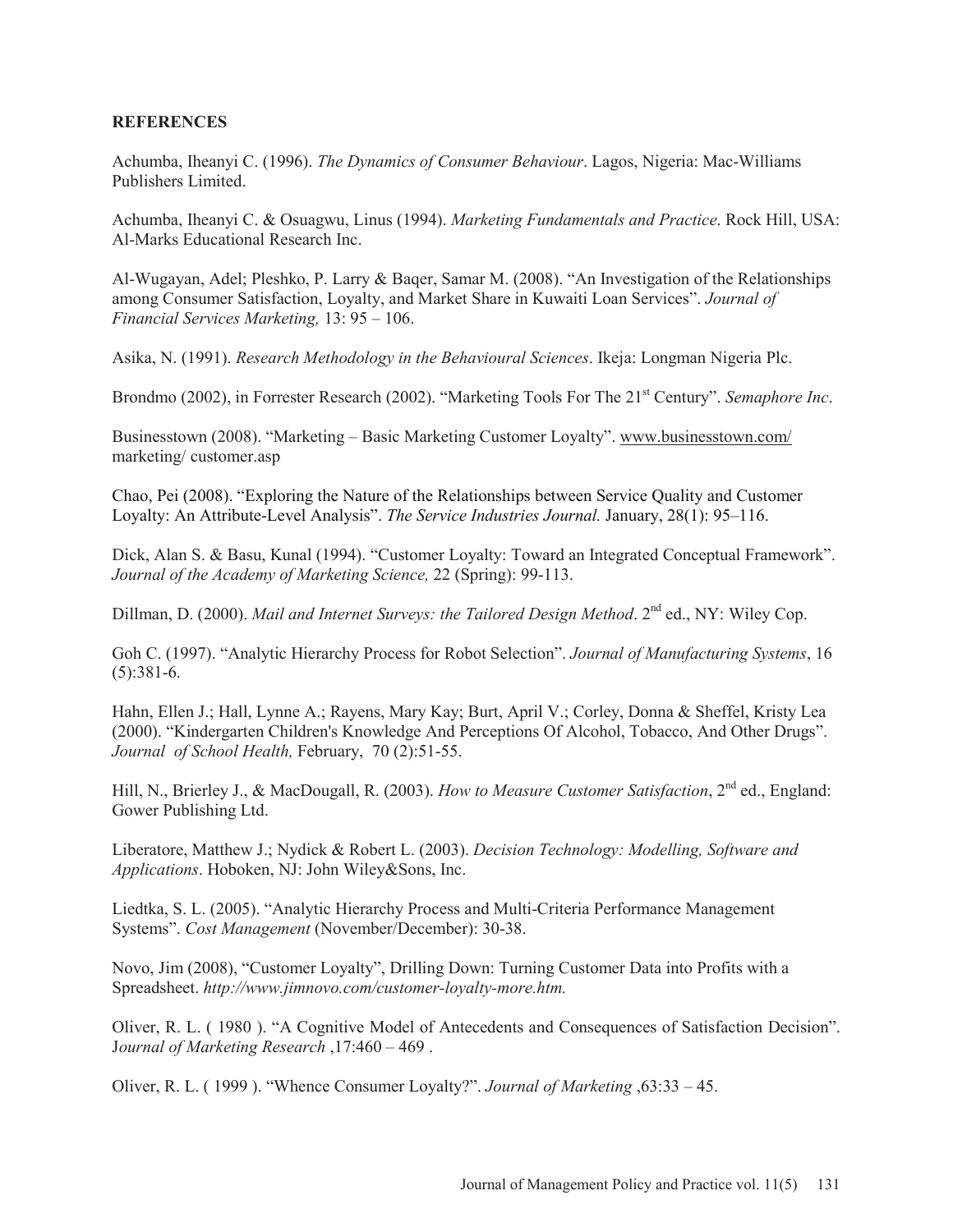## REFERENCES

Achumba, Iheanyi C. (1996). *The Dynamics of Consumer Behaviour*. Lagos, Nigeria: Mac-Williams Publishers Limited.

Achumba, Iheanyi C. & Osuagwu, Linus (1994). *Marketing Fundamentals and Practice*. Rock Hill, USA: Al-Marks Educational Research Inc.

Al-Wugayan, Adel; Pleshko, P. Larry & Baqer, Samar M. (2008). "An Investigation of the Relationships among Consumer Satisfaction, Loyalty, and Market Share in Kuwaiti Loan Services". *Journal of Financial Services Marketing,* 13: 95 – 106.

Asika, N. (1991). *Research Methodology in the Behavioural Sciences*. Ikeja: Longman Nigeria Plc.

Brondmo (2002), in Forrester Research (2002). "Marketing Tools For The 21st Century". *Semaphore Inc*.

Businesstown (2008). "Marketing – Basic Marketing Customer Loyalty". www.businesstown.com/ marketing/ customer.asp

Chao, Pei (2008). "Exploring the Nature of the Relationships between Service Quality and Customer Loyalty: An Attribute-Level Analysis". *The Service Industries Journal.* January, 28(1): 95–116.

Dick, Alan S. & Basu, Kunal (1994). "Customer Loyalty: Toward an Integrated Conceptual Framework". *Journal of the Academy of Marketing Science,* 22 (Spring): 99-113.

Dillman, D. (2000). *Mail and Internet Surveys: the Tailored Design Method*. 2nd ed., NY: Wiley Cop.

Goh C. (1997). "Analytic Hierarchy Process for Robot Selection". *Journal of Manufacturing Systems*, 16 (5):381-6.

Hahn, Ellen J.; Hall, Lynne A.; Rayens, Mary Kay; Burt, April V.; Corley, Donna & Sheffel, Kristy Lea (2000). "Kindergarten Children's Knowledge And Perceptions Of Alcohol, Tobacco, And Other Drugs". *Journal of School Health,* February, 70 (2):51-55.

Hill, N., Brierley J., & MacDougall, R. (2003). *How to Measure Customer Satisfaction*, 2nd ed., England: Gower Publishing Ltd.

Liberatore, Matthew J.; Nydick & Robert L. (2003). *Decision Technology: Modelling, Software and Applications*. Hoboken, NJ: John Wiley&Sons, Inc.

Liedtka, S. L. (2005). "Analytic Hierarchy Process and Multi-Criteria Performance Management Systems". *Cost Management* (November/December): 30-38.

Novo, Jim (2008), "Customer Loyalty", Drilling Down: Turning Customer Data into Profits with a Spreadsheet. *http://www.jimnovo.com/customer-loyalty-more.htm.*

Oliver, R. L. ( 1980 ). "A Cognitive Model of Antecedents and Consequences of Satisfaction Decision". J*ournal of Marketing Research* ,17:460 – 469 .

Oliver, R. L. ( 1999 ). "Whence Consumer Loyalty?". *Journal of Marketing* ,63:33 – 45.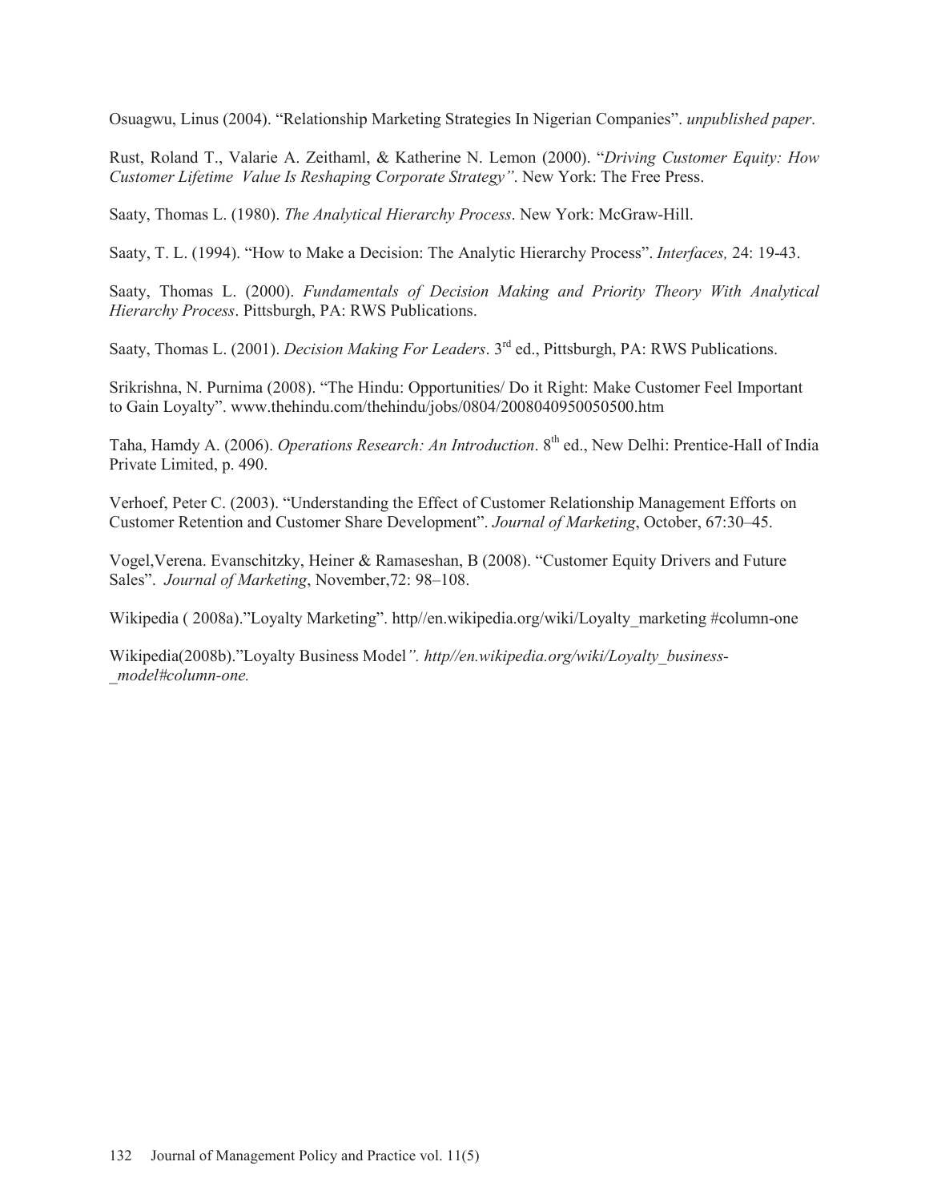Osuagwu, Linus (2004). "Relationship Marketing Strategies In Nigerian Companies". *unpublished paper*.

Rust, Roland T., Valarie A. Zeithaml, & Katherine N. Lemon (2000). "*Driving Customer Equity: How Customer Lifetime Value Is Reshaping Corporate Strategy"*. New York: The Free Press.

Saaty, Thomas L. (1980). *The Analytical Hierarchy Process*. New York: McGraw-Hill.

Saaty, T. L. (1994). "How to Make a Decision: The Analytic Hierarchy Process". *Interfaces,* 24: 19-43.

Saaty, Thomas L. (2000). *Fundamentals of Decision Making and Priority Theory With Analytical Hierarchy Process*. Pittsburgh, PA: RWS Publications.

Saaty, Thomas L. (2001). *Decision Making For Leaders*. 3rd ed., Pittsburgh, PA: RWS Publications.

Srikrishna, N. Purnima (2008). "The Hindu: Opportunities/ Do it Right: Make Customer Feel Important to Gain Loyalty". www.thehindu.com/thehindu/jobs/0804/2008040950050500.htm

Taha, Hamdy A. (2006). *Operations Research: An Introduction*. 8th ed., New Delhi: Prentice-Hall of India Private Limited, p. 490.

Verhoef, Peter C. (2003). "Understanding the Effect of Customer Relationship Management Efforts on Customer Retention and Customer Share Development". *Journal of Marketing*, October, 67:30–45.

Vogel,Verena. Evanschitzky, Heiner & Ramaseshan, B (2008). "Customer Equity Drivers and Future Sales". *Journal of Marketing*, November,72: 98–108.

Wikipedia ( 2008a)."Loyalty Marketing". http//en.wikipedia.org/wiki/Loyalty_marketing #column-one

Wikipedia(2008b)."Loyalty Business Model*". http//en.wikipedia.org/wiki/Loyalty_business-_model#column-one.*